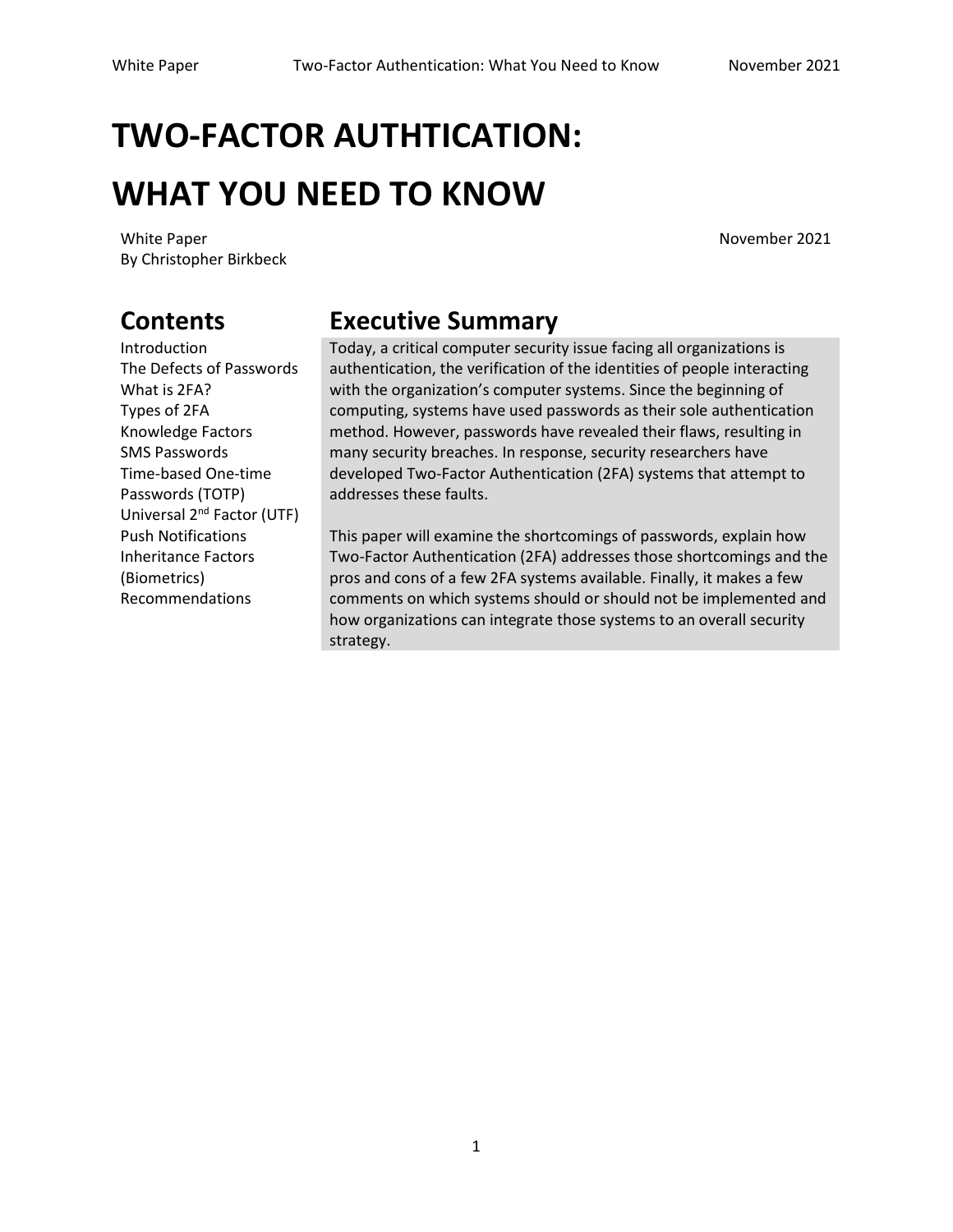# TWO-FACTOR AUTHTICATION:

# WHAT YOU NEED TO KNOW

White Paper
By Christopher Birkbeck

November 2021

## Contents

Introduction
The Defects of Passwords
What is 2FA?
Types of 2FA
Knowledge Factors
SMS Passwords
Time-based One-time Passwords (TOTP)
Universal 2nd Factor (UTF)
Push Notifications
Inheritance Factors (Biometrics)
Recommendations

## Executive Summary

Today, a critical computer security issue facing all organizations is authentication, the verification of the identities of people interacting with the organization's computer systems. Since the beginning of computing, systems have used passwords as their sole authentication method. However, passwords have revealed their flaws, resulting in many security breaches. In response, security researchers have developed Two-Factor Authentication (2FA) systems that attempt to addresses these faults.

This paper will examine the shortcomings of passwords, explain how Two-Factor Authentication (2FA) addresses those shortcomings and the pros and cons of a few 2FA systems available. Finally, it makes a few comments on which systems should or should not be implemented and how organizations can integrate those systems to an overall security strategy.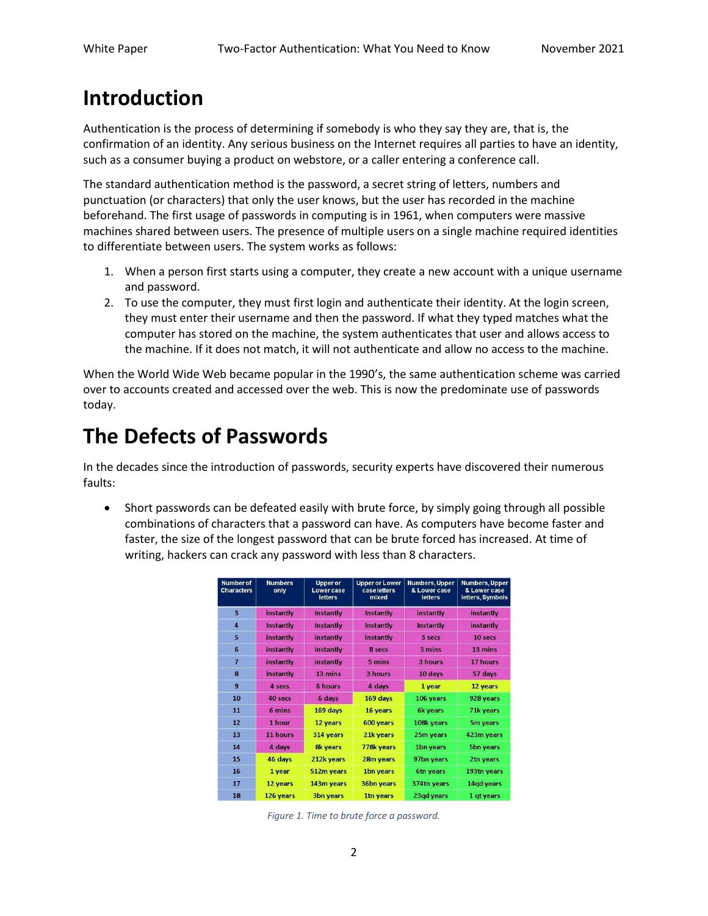# Introduction

Authentication is the process of determining if somebody is who they say they are, that is, the confirmation of an identity. Any serious business on the Internet requires all parties to have an identity, such as a consumer buying a product on webstore, or a caller entering a conference call.

The standard authentication method is the password, a secret string of letters, numbers and punctuation (or characters) that only the user knows, but the user has recorded in the machine beforehand. The first usage of passwords in computing is in 1961, when computers were massive machines shared between users. The presence of multiple users on a single machine required identities to differentiate between users. The system works as follows:

1. When a person first starts using a computer, they create a new account with a unique username and password.
2. To use the computer, they must first login and authenticate their identity. At the login screen, they must enter their username and then the password. If what they typed matches what the computer has stored on the machine, the system authenticates that user and allows access to the machine. If it does not match, it will not authenticate and allow no access to the machine.

When the World Wide Web became popular in the 1990's, the same authentication scheme was carried over to accounts created and accessed over the web. This is now the predominate use of passwords today.

# The Defects of Passwords

In the decades since the introduction of passwords, security experts have discovered their numerous faults:

- Short passwords can be defeated easily with brute force, by simply going through all possible combinations of characters that a password can have. As computers have become faster and faster, the size of the longest password that can be brute forced has increased. At time of writing, hackers can crack any password with less than 8 characters.

| Number of Characters | Numbers only | Upper or Lower case letters | Upper or Lower case letters mixed | Numbers, Upper & Lower case letters | Numbers, Upper & Lower case letters, Symbols |
|---|---|---|---|---|---|
| 3 | instantly | Instantly | Instantly | instantly | instantly |
| 4 | Instantly | Instantly | Instantly | Instantly | instantly |
| 5 | instantly | instantly | instantly | 3 secs | 10 secs |
| 6 | instantly | instantly | 8 secs | 3 mins | 13 mins |
| 7 | instantly | instantly | 5 mins | 3 hours | 17 hours |
| 8 | Instantly | 13 mins | 3 hours | 10 days | 57 days |
| 9 | 4 secs | 6 hours | 4 days | 1 year | 12 years |
| 10 | 40 secs | 6 days | 169 days | 106 years | 928 years |
| 11 | 6 mins | 169 days | 16 years | 6k years | 71k years |
| 12 | 1 hour | 12 years | 600 years | 108k years | 5m years |
| 13 | 11 hours | 314 years | 21k years | 25m years | 423m years |
| 14 | 4 days | 8k years | 778k years | 1bn years | 5bn years |
| 15 | 46 days | 212k years | 28m years | 97bn years | 2tn years |
| 16 | 1 year | 512m years | 1bn years | 6tn years | 193tn years |
| 17 | 12 years | 143m years | 36bn years | 374tn years | 14qd years |
| 18 | 126 years | 3bn years | 1tn years | 23qd years | 1 qt years |

*Figure 1. Time to brute force a password.*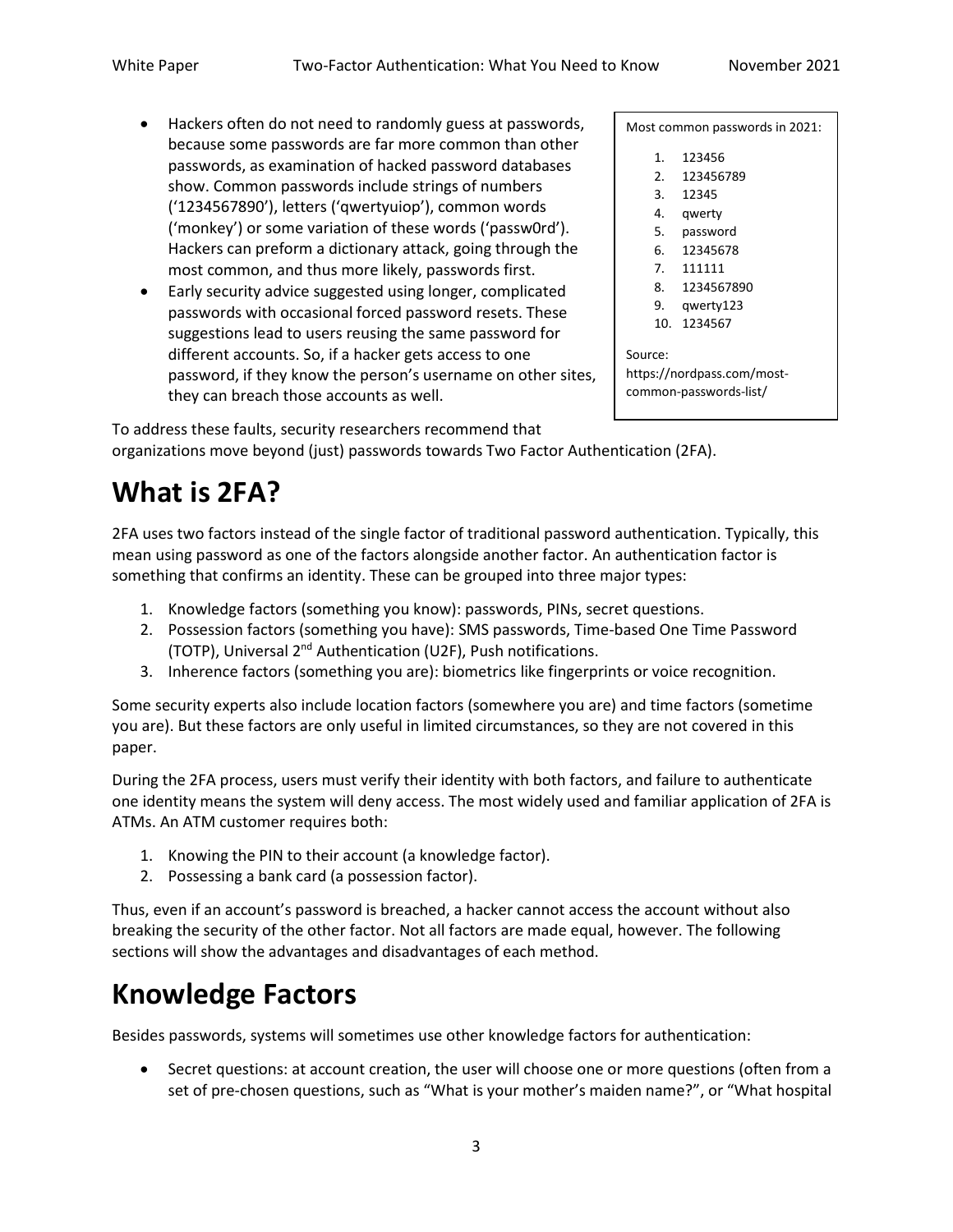- Hackers often do not need to randomly guess at passwords, because some passwords are far more common than other passwords, as examination of hacked password databases show. Common passwords include strings of numbers ('1234567890'), letters ('qwertyuiop'), common words ('monkey') or some variation of these words ('passw0rd'). Hackers can preform a dictionary attack, going through the most common, and thus more likely, passwords first.
- Early security advice suggested using longer, complicated passwords with occasional forced password resets. These suggestions lead to users reusing the same password for different accounts. So, if a hacker gets access to one password, if they know the person's username on other sites, they can breach those accounts as well.

> Most common passwords in 2021:
>
> 1. 123456
> 2. 123456789
> 3. 12345
> 4. qwerty
> 5. password
> 6. 12345678
> 7. 111111
> 8. 1234567890
> 9. qwerty123
> 10. 1234567
>
> Source: https://nordpass.com/most-common-passwords-list/

To address these faults, security researchers recommend that organizations move beyond (just) passwords towards Two Factor Authentication (2FA).

# What is 2FA?

2FA uses two factors instead of the single factor of traditional password authentication. Typically, this mean using password as one of the factors alongside another factor. An authentication factor is something that confirms an identity. These can be grouped into three major types:

1. Knowledge factors (something you know): passwords, PINs, secret questions.
2. Possession factors (something you have): SMS passwords, Time-based One Time Password (TOTP), Universal 2nd Authentication (U2F), Push notifications.
3. Inherence factors (something you are): biometrics like fingerprints or voice recognition.

Some security experts also include location factors (somewhere you are) and time factors (sometime you are). But these factors are only useful in limited circumstances, so they are not covered in this paper.

During the 2FA process, users must verify their identity with both factors, and failure to authenticate one identity means the system will deny access. The most widely used and familiar application of 2FA is ATMs. An ATM customer requires both:

1. Knowing the PIN to their account (a knowledge factor).
2. Possessing a bank card (a possession factor).

Thus, even if an account's password is breached, a hacker cannot access the account without also breaking the security of the other factor. Not all factors are made equal, however. The following sections will show the advantages and disadvantages of each method.

# Knowledge Factors

Besides passwords, systems will sometimes use other knowledge factors for authentication:

- Secret questions: at account creation, the user will choose one or more questions (often from a set of pre-chosen questions, such as "What is your mother's maiden name?", or "What hospital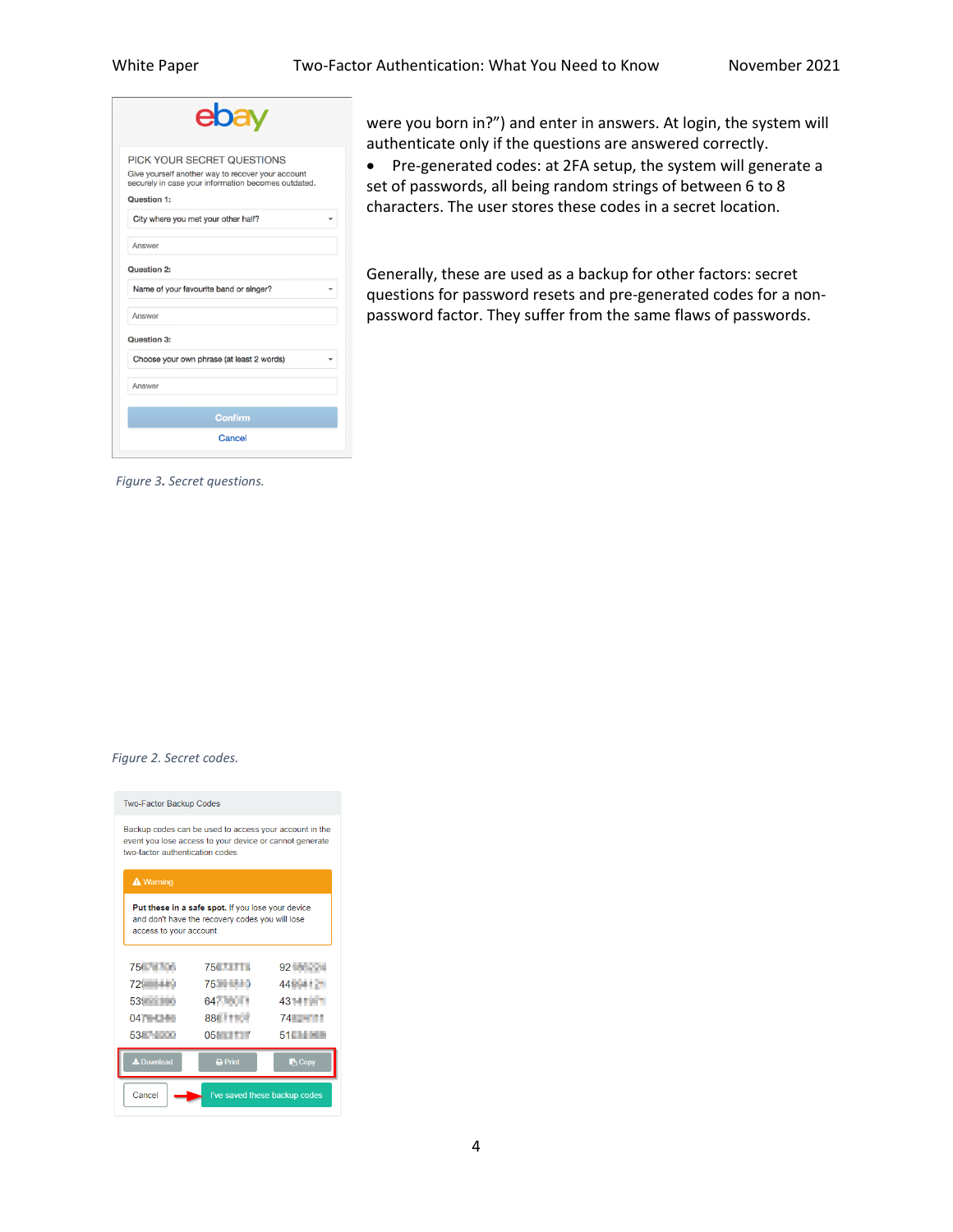were you born in?") and enter in answers. At login, the system will authenticate only if the questions are answered correctly.

- Pre-generated codes: at 2FA setup, the system will generate a set of passwords, all being random strings of between 6 to 8 characters. The user stores these codes in a secret location.

Generally, these are used as a backup for other factors: secret questions for password resets and pre-generated codes for a non-password factor. They suffer from the same flaws of passwords.

*Figure 3. Secret questions.*

*Figure 2. Secret codes.*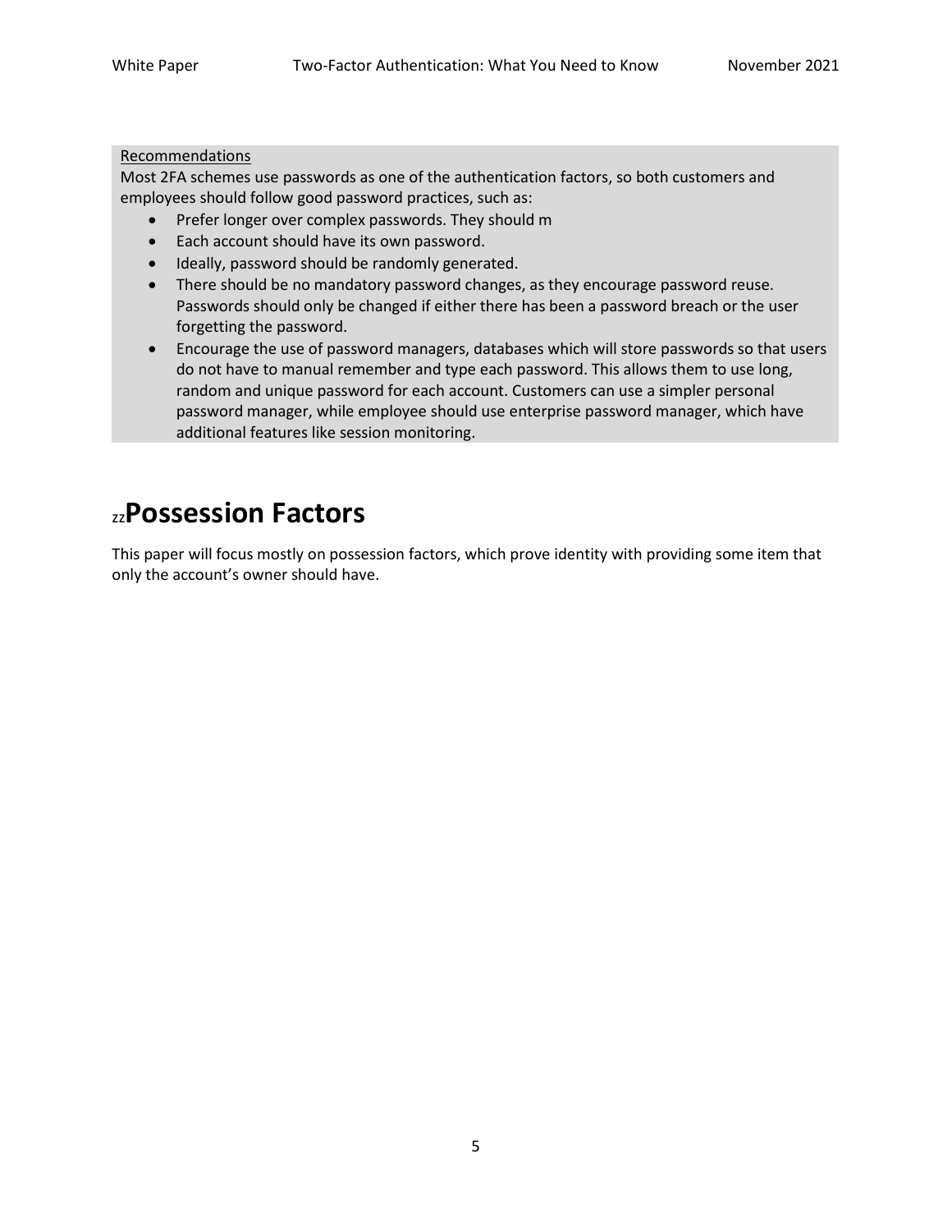<u>Recommendations</u>

Most 2FA schemes use passwords as one of the authentication factors, so both customers and employees should follow good password practices, such as:

- Prefer longer over complex passwords. They should m
- Each account should have its own password.
- Ideally, password should be randomly generated.
- There should be no mandatory password changes, as they encourage password reuse. Passwords should only be changed if either there has been a password breach or the user forgetting the password.
- Encourage the use of password managers, databases which will store passwords so that users do not have to manual remember and type each password. This allows them to use long, random and unique password for each account. Customers can use a simpler personal password manager, while employee should use enterprise password manager, which have additional features like session monitoring.

# zzPossession Factors

This paper will focus mostly on possession factors, which prove identity with providing some item that only the account's owner should have.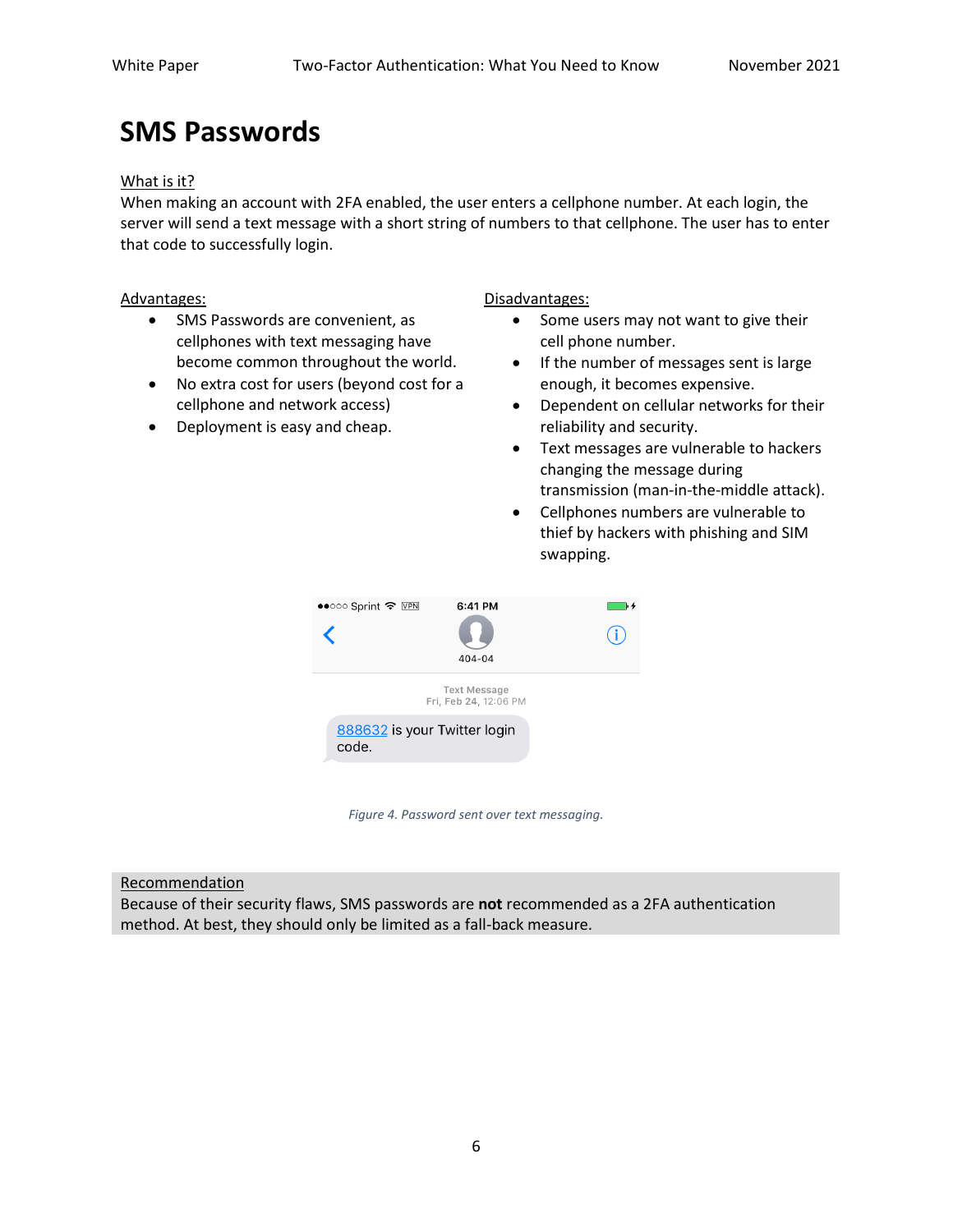# SMS Passwords

What is it?
When making an account with 2FA enabled, the user enters a cellphone number. At each login, the server will send a text message with a short string of numbers to that cellphone. The user has to enter that code to successfully login.

Advantages:

- SMS Passwords are convenient, as cellphones with text messaging have become common throughout the world.
- No extra cost for users (beyond cost for a cellphone and network access)
- Deployment is easy and cheap.

Disadvantages:

- Some users may not want to give their cell phone number.
- If the number of messages sent is large enough, it becomes expensive.
- Dependent on cellular networks for their reliability and security.
- Text messages are vulnerable to hackers changing the message during transmission (man-in-the-middle attack).
- Cellphones numbers are vulnerable to thief by hackers with phishing and SIM swapping.

*Figure 4. Password sent over text messaging.*

Recommendation
Because of their security flaws, SMS passwords are **not** recommended as a 2FA authentication method. At best, they should only be limited as a fall-back measure.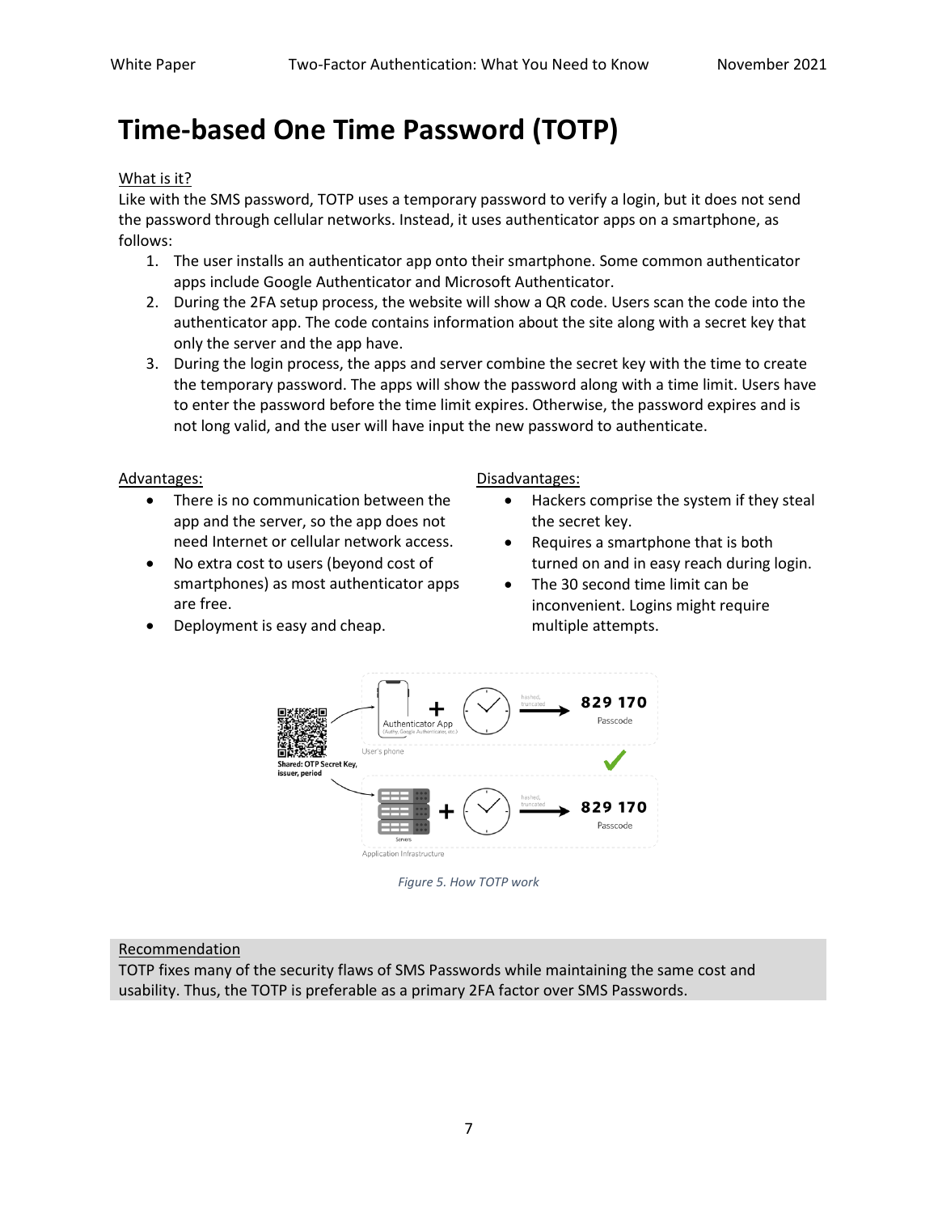# Time-based One Time Password (TOTP)

What is it?

Like with the SMS password, TOTP uses a temporary password to verify a login, but it does not send the password through cellular networks. Instead, it uses authenticator apps on a smartphone, as follows:

1. The user installs an authenticator app onto their smartphone. Some common authenticator apps include Google Authenticator and Microsoft Authenticator.
2. During the 2FA setup process, the website will show a QR code. Users scan the code into the authenticator app. The code contains information about the site along with a secret key that only the server and the app have.
3. During the login process, the apps and server combine the secret key with the time to create the temporary password. The apps will show the password along with a time limit. Users have to enter the password before the time limit expires. Otherwise, the password expires and is not long valid, and the user will have input the new password to authenticate.

Advantages:

- There is no communication between the app and the server, so the app does not need Internet or cellular network access.
- No extra cost to users (beyond cost of smartphones) as most authenticator apps are free.
- Deployment is easy and cheap.

Disadvantages:

- Hackers comprise the system if they steal the secret key.
- Requires a smartphone that is both turned on and in easy reach during login.
- The 30 second time limit can be inconvenient. Logins might require multiple attempts.

*Figure 5. How TOTP work*

Recommendation

TOTP fixes many of the security flaws of SMS Passwords while maintaining the same cost and usability. Thus, the TOTP is preferable as a primary 2FA factor over SMS Passwords.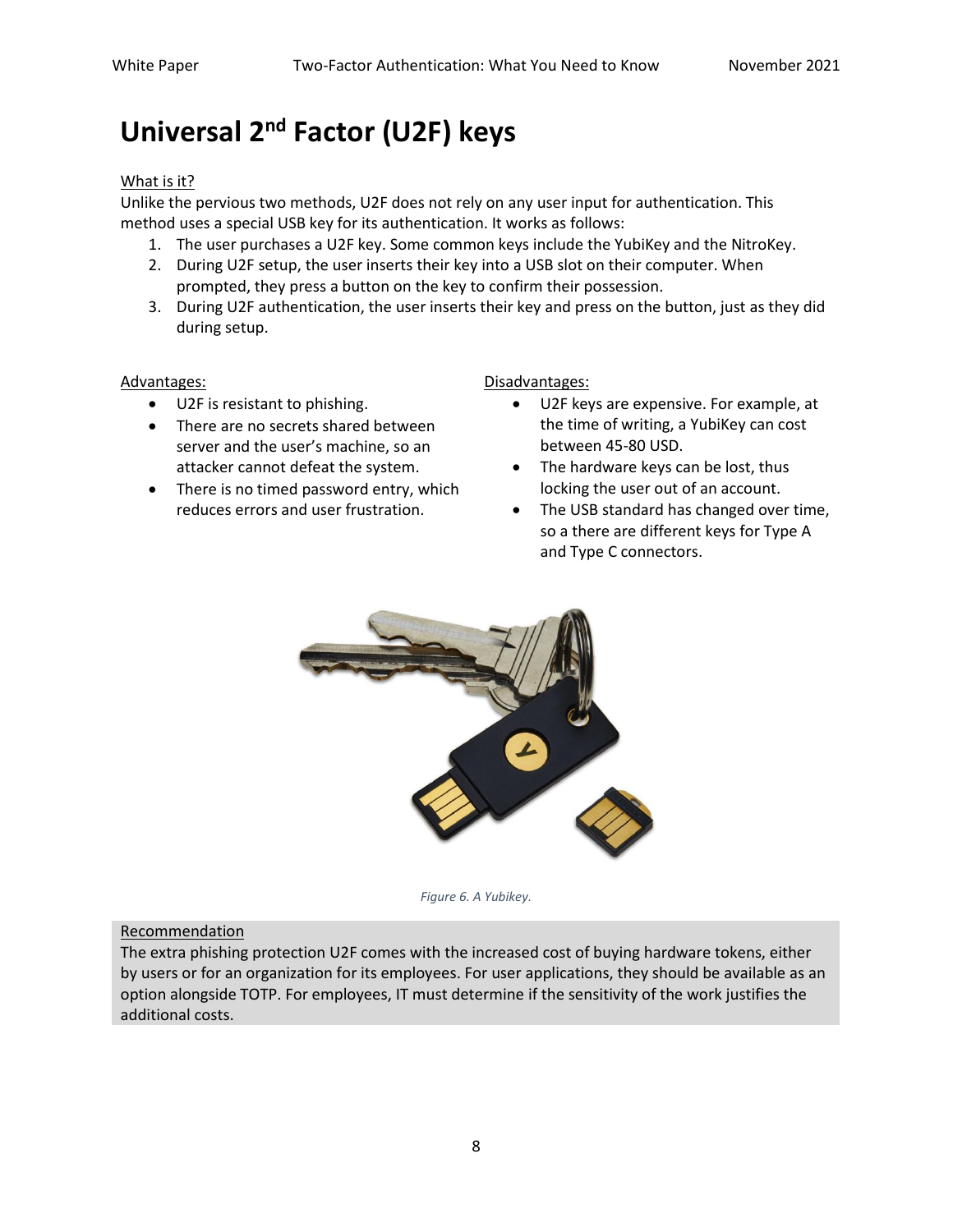# Universal 2nd Factor (U2F) keys

What is it?

Unlike the pervious two methods, U2F does not rely on any user input for authentication. This method uses a special USB key for its authentication. It works as follows:

1. The user purchases a U2F key. Some common keys include the YubiKey and the NitroKey.
2. During U2F setup, the user inserts their key into a USB slot on their computer. When prompted, they press a button on the key to confirm their possession.
3. During U2F authentication, the user inserts their key and press on the button, just as they did during setup.

Advantages:

- U2F is resistant to phishing.
- There are no secrets shared between server and the user's machine, so an attacker cannot defeat the system.
- There is no timed password entry, which reduces errors and user frustration.

Disadvantages:

- U2F keys are expensive. For example, at the time of writing, a YubiKey can cost between 45-80 USD.
- The hardware keys can be lost, thus locking the user out of an account.
- The USB standard has changed over time, so a there are different keys for Type A and Type C connectors.

*Figure 6. A Yubikey.*

Recommendation

The extra phishing protection U2F comes with the increased cost of buying hardware tokens, either by users or for an organization for its employees. For user applications, they should be available as an option alongside TOTP. For employees, IT must determine if the sensitivity of the work justifies the additional costs.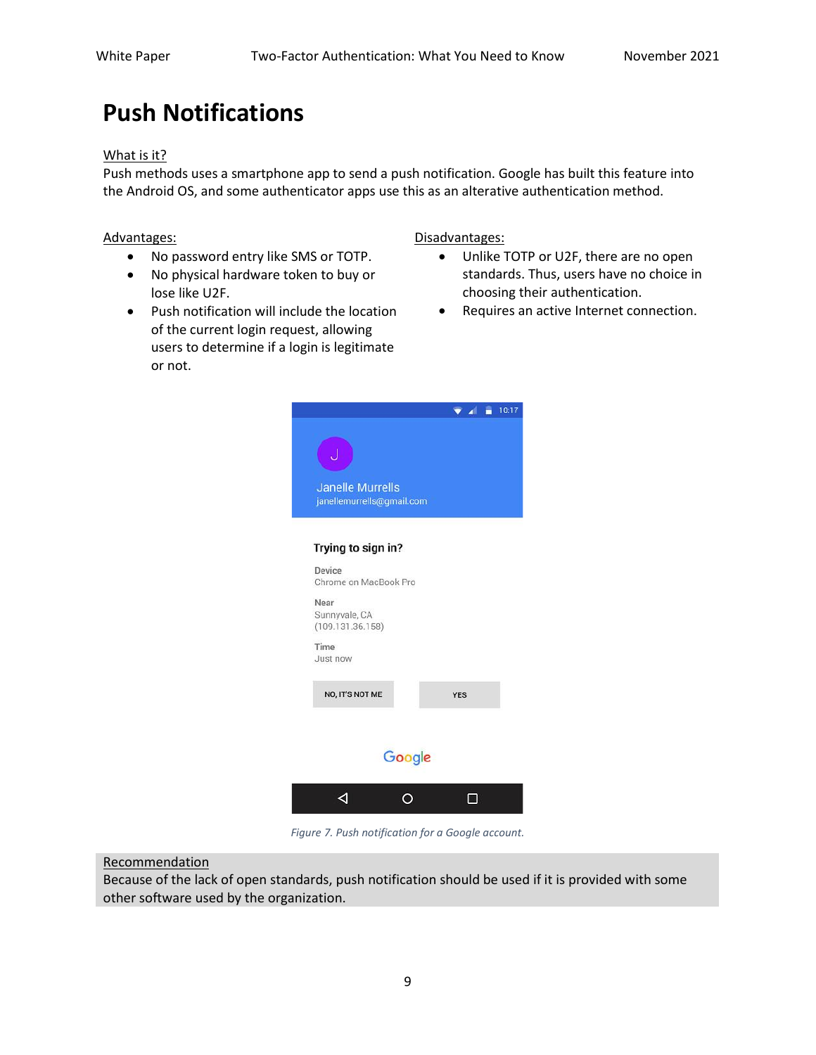# Push Notifications

<u>What is it?</u>

Push methods uses a smartphone app to send a push notification. Google has built this feature into the Android OS, and some authenticator apps use this as an alterative authentication method.

<u>Advantages:</u>

- No password entry like SMS or TOTP.
- No physical hardware token to buy or lose like U2F.
- Push notification will include the location of the current login request, allowing users to determine if a login is legitimate or not.

<u>Disadvantages:</u>

- Unlike TOTP or U2F, there are no open standards. Thus, users have no choice in choosing their authentication.
- Requires an active Internet connection.

*Figure 7. Push notification for a Google account.*

<u>Recommendation</u>

Because of the lack of open standards, push notification should be used if it is provided with some other software used by the organization.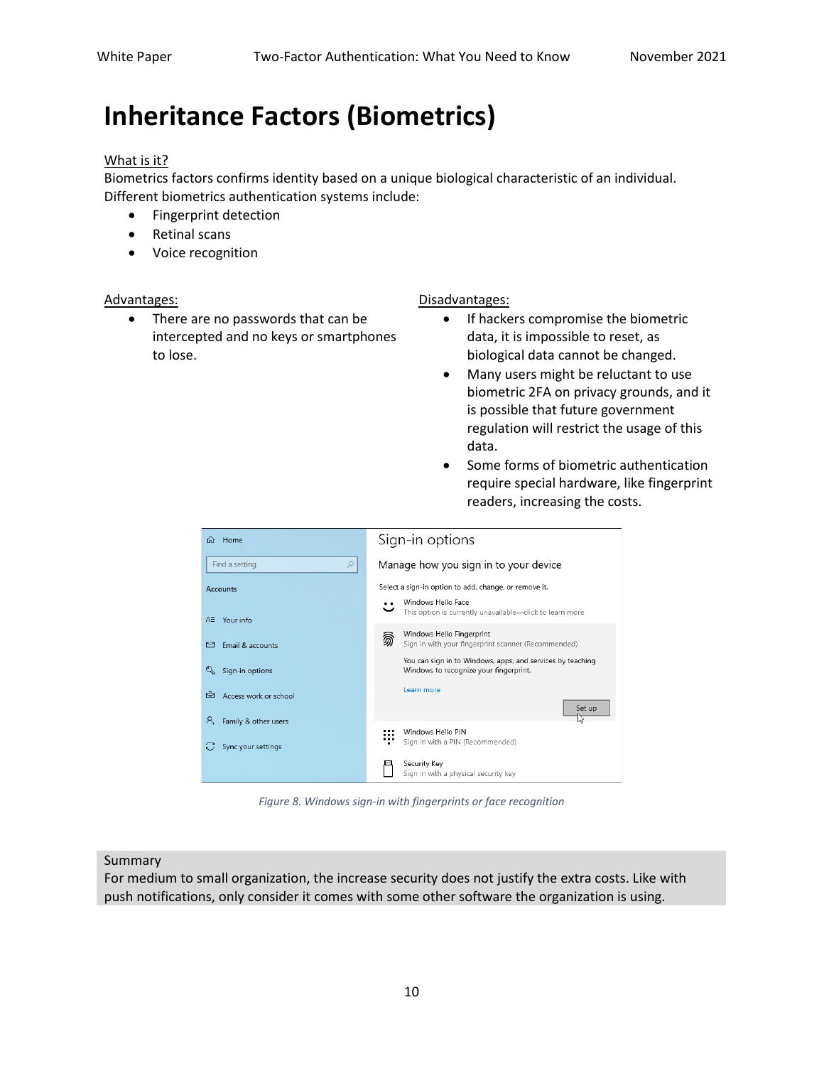# Inheritance Factors (Biometrics)

What is it?

Biometrics factors confirms identity based on a unique biological characteristic of an individual. Different biometrics authentication systems include:

- Fingerprint detection
- Retinal scans
- Voice recognition

Advantages:

- There are no passwords that can be intercepted and no keys or smartphones to lose.

Disadvantages:

- If hackers compromise the biometric data, it is impossible to reset, as biological data cannot be changed.
- Many users might be reluctant to use biometric 2FA on privacy grounds, and it is possible that future government regulation will restrict the usage of this data.
- Some forms of biometric authentication require special hardware, like fingerprint readers, increasing the costs.

*Figure 8. Windows sign-in with fingerprints or face recognition*

Summary

For medium to small organization, the increase security does not justify the extra costs. Like with push notifications, only consider it comes with some other software the organization is using.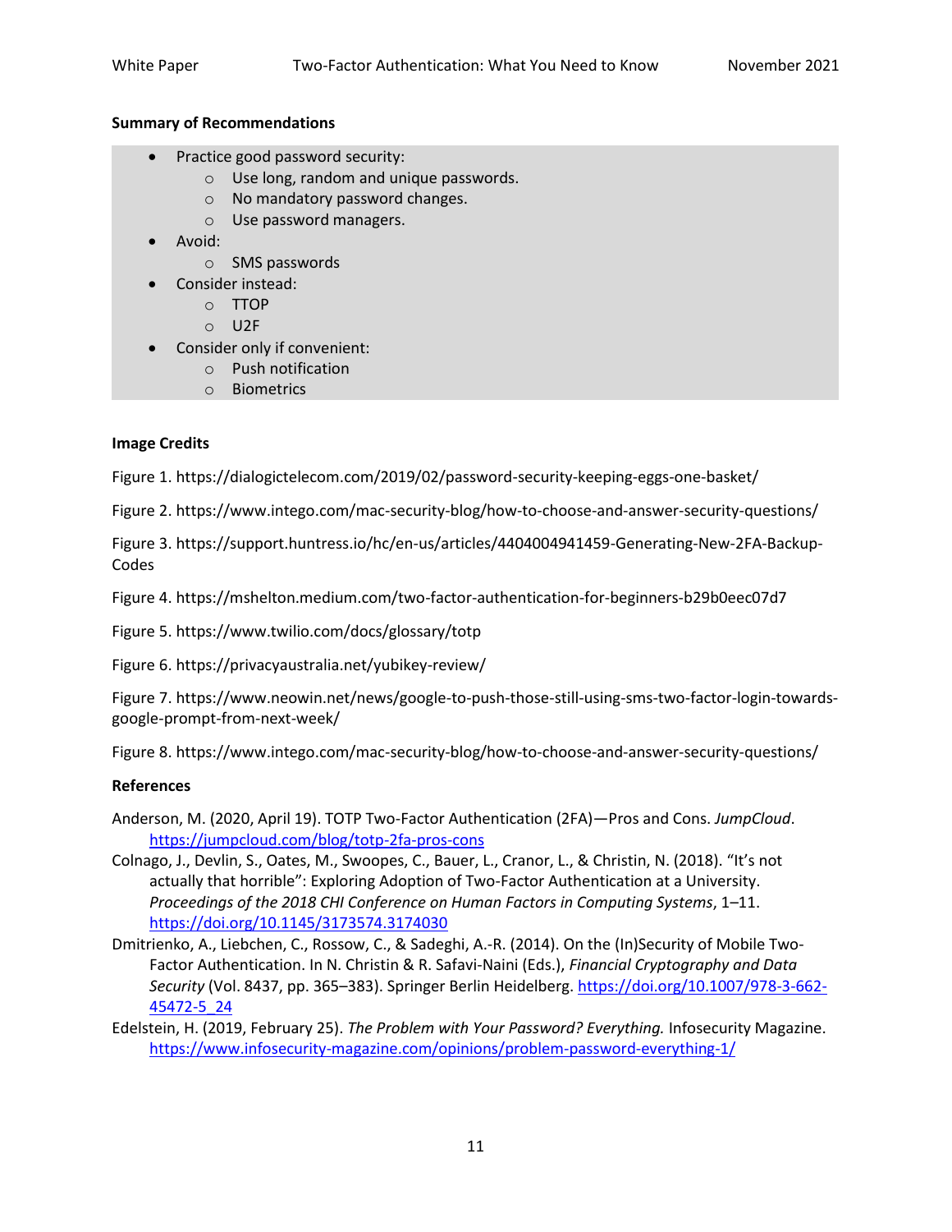**Summary of Recommendations**

- Practice good password security:
  - Use long, random and unique passwords.
  - No mandatory password changes.
  - Use password managers.
- Avoid:
  - SMS passwords
- Consider instead:
  - TTOP
  - U2F
- Consider only if convenient:
  - Push notification
  - Biometrics

**Image Credits**

Figure 1. https://dialogictelecom.com/2019/02/password-security-keeping-eggs-one-basket/

Figure 2. https://www.intego.com/mac-security-blog/how-to-choose-and-answer-security-questions/

Figure 3. https://support.huntress.io/hc/en-us/articles/4404004941459-Generating-New-2FA-Backup-Codes

Figure 4. https://mshelton.medium.com/two-factor-authentication-for-beginners-b29b0eec07d7

Figure 5. https://www.twilio.com/docs/glossary/totp

Figure 6. https://privacyaustralia.net/yubikey-review/

Figure 7. https://www.neowin.net/news/google-to-push-those-still-using-sms-two-factor-login-towards-google-prompt-from-next-week/

Figure 8. https://www.intego.com/mac-security-blog/how-to-choose-and-answer-security-questions/

**References**

Anderson, M. (2020, April 19). TOTP Two-Factor Authentication (2FA)—Pros and Cons. *JumpCloud*. https://jumpcloud.com/blog/totp-2fa-pros-cons

Colnago, J., Devlin, S., Oates, M., Swoopes, C., Bauer, L., Cranor, L., & Christin, N. (2018). "It's not actually that horrible": Exploring Adoption of Two-Factor Authentication at a University. *Proceedings of the 2018 CHI Conference on Human Factors in Computing Systems*, 1–11. https://doi.org/10.1145/3173574.3174030

Dmitrienko, A., Liebchen, C., Rossow, C., & Sadeghi, A.-R. (2014). On the (In)Security of Mobile Two-Factor Authentication. In N. Christin & R. Safavi-Naini (Eds.), *Financial Cryptography and Data Security* (Vol. 8437, pp. 365–383). Springer Berlin Heidelberg. https://doi.org/10.1007/978-3-662-45472-5_24

Edelstein, H. (2019, February 25). *The Problem with Your Password? Everything.* Infosecurity Magazine. https://www.infosecurity-magazine.com/opinions/problem-password-everything-1/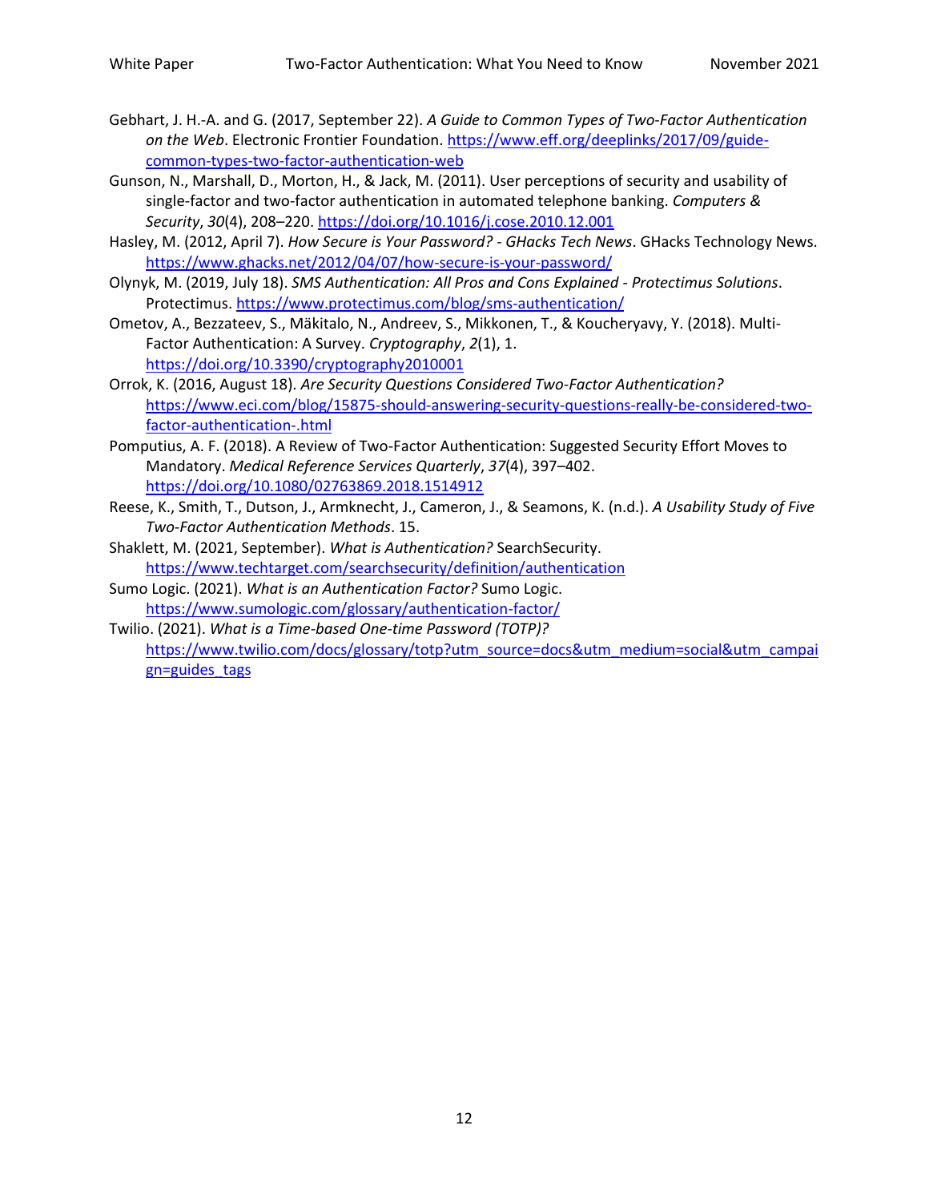Gebhart, J. H.-A. and G. (2017, September 22). *A Guide to Common Types of Two-Factor Authentication on the Web*. Electronic Frontier Foundation. https://www.eff.org/deeplinks/2017/09/guide-common-types-two-factor-authentication-web

Gunson, N., Marshall, D., Morton, H., & Jack, M. (2011). User perceptions of security and usability of single-factor and two-factor authentication in automated telephone banking. *Computers & Security*, *30*(4), 208–220. https://doi.org/10.1016/j.cose.2010.12.001

Hasley, M. (2012, April 7). *How Secure is Your Password? - GHacks Tech News*. GHacks Technology News. https://www.ghacks.net/2012/04/07/how-secure-is-your-password/

Olynyk, M. (2019, July 18). *SMS Authentication: All Pros and Cons Explained - Protectimus Solutions*. Protectimus. https://www.protectimus.com/blog/sms-authentication/

Ometov, A., Bezzateev, S., Mäkitalo, N., Andreev, S., Mikkonen, T., & Koucheryavy, Y. (2018). Multi-Factor Authentication: A Survey. *Cryptography*, *2*(1), 1. https://doi.org/10.3390/cryptography2010001

Orrok, K. (2016, August 18). *Are Security Questions Considered Two-Factor Authentication?* https://www.eci.com/blog/15875-should-answering-security-questions-really-be-considered-two-factor-authentication-.html

Pomputius, A. F. (2018). A Review of Two-Factor Authentication: Suggested Security Effort Moves to Mandatory. *Medical Reference Services Quarterly*, *37*(4), 397–402. https://doi.org/10.1080/02763869.2018.1514912

Reese, K., Smith, T., Dutson, J., Armknecht, J., Cameron, J., & Seamons, K. (n.d.). *A Usability Study of Five Two-Factor Authentication Methods*. 15.

Shaklett, M. (2021, September). *What is Authentication?* SearchSecurity. https://www.techtarget.com/searchsecurity/definition/authentication

Sumo Logic. (2021). *What is an Authentication Factor?* Sumo Logic. https://www.sumologic.com/glossary/authentication-factor/

Twilio. (2021). *What is a Time-based One-time Password (TOTP)?* https://www.twilio.com/docs/glossary/totp?utm_source=docs&utm_medium=social&utm_campaign=guides_tags